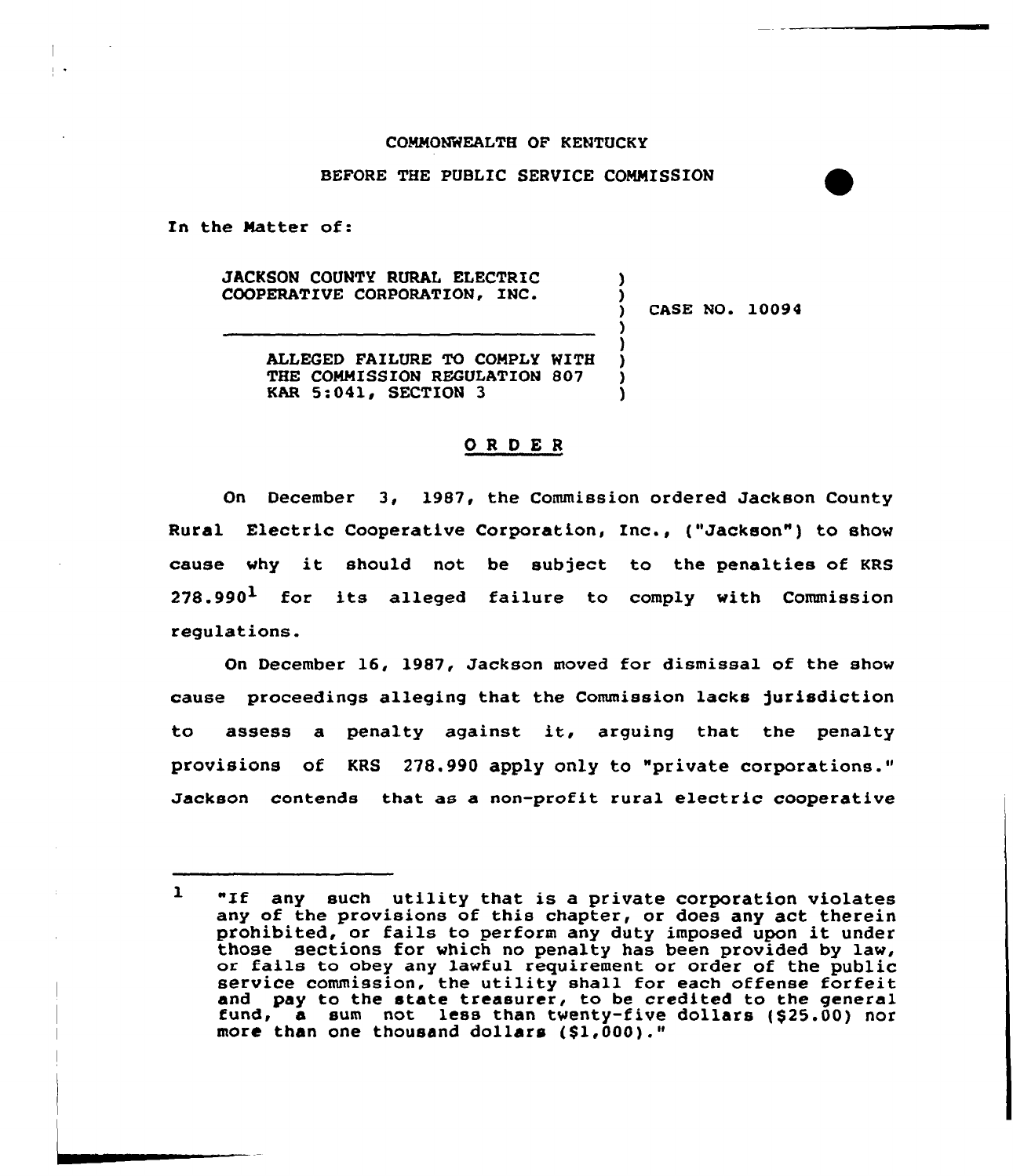COMMONWEALTH OF KENTUCKY

BEFORE THE PUBLIC SERVICE COMMISSION

In the Matter of:

JACKSON COUNTY RURAL ELECTRIC COOPERATIVE CORPORATION, INC.

ALLEGED FAILURE TO COMPLY WITH THE COMMISSION REGULATION 807 KAR 5:041, SECTION 3

CASE NO. 10094

# ORDER

On December 3, 1987, the Commission ordered Jackson County Rural Electric Cooperative Corporation, Inc., ("Jackson") to show cause why it should not be subject to the penalties of KRS 278.990[1] for its alleged failure to comply with Commission regulations.

On December 16, 1987, Jackson moved for dismissal of the show cause proceedings alleging that the Commission lacks jurisdiction to assess a penalty against it, arguing that the penalty provisions of KRS 278.990 apply only to "private corporations." Jackson contends that as a non-profit rural electric cooperative

---

[1] "If any such utility that is a private corporation violates any of the provisions of this chapter, or does any act therein prohibited, or fails to perform any duty imposed upon it under those sections for which no penalty has been provided by law, or fails to obey any lawful requirement or order of the public service commission, the utility shall for each offense forfeit and pay to the state treasurer, to be credited to the general fund, a sum not less than twenty-five dollars ($25.00) nor more than one thousand dollars ($1,000)."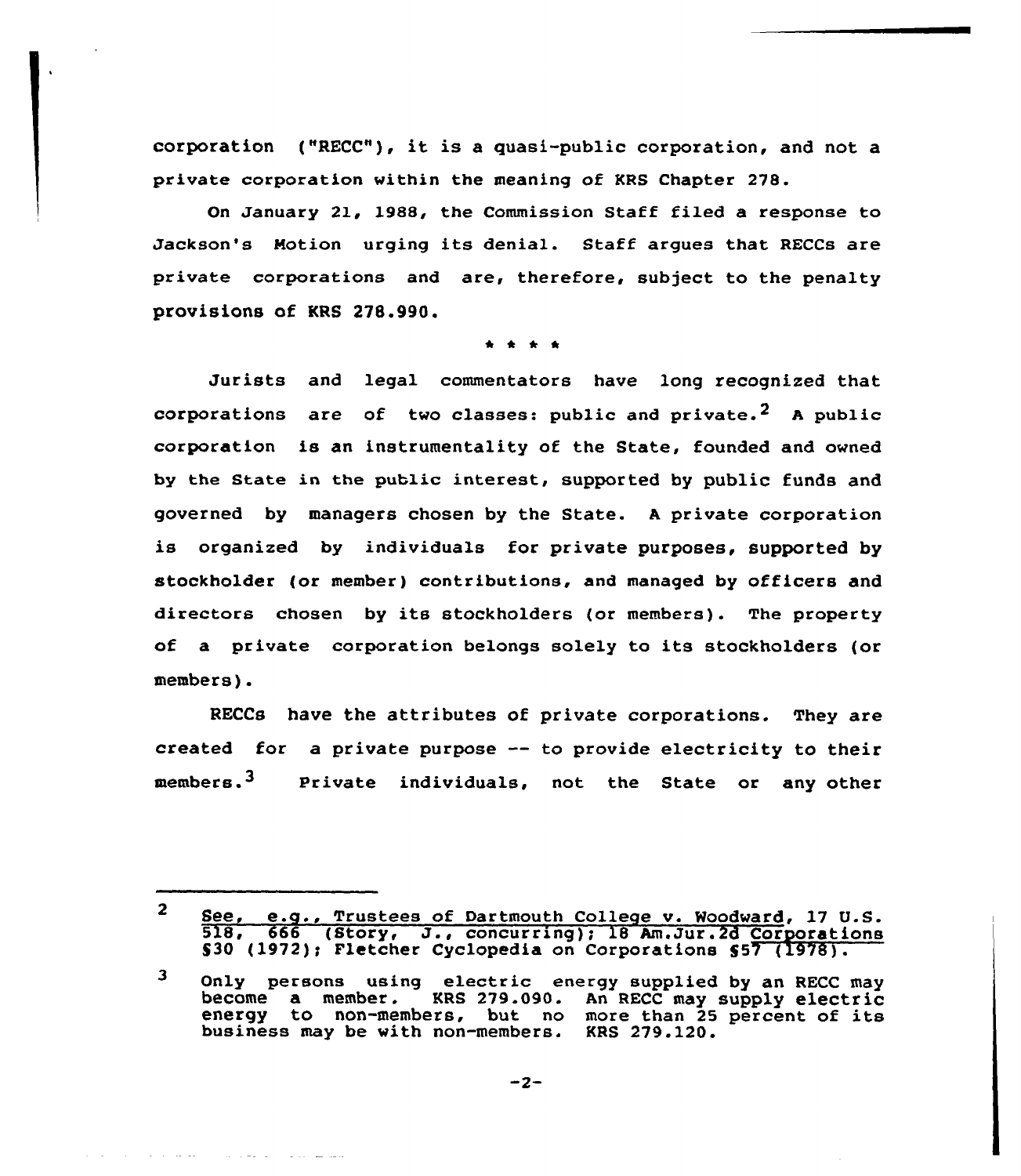corporation ("RECC"), it is a quasi-public corporation, and not a private corporation within the meaning of KRS Chapter 278.

On January 21, 1988, the Commission Staff filed a response to Jackson's Motion urging its denial. Staff argues that RECCs are private corporations and are, therefore, subject to the penalty provisions of KRS 278.990.

\* \* \* \*

Jurists and legal commentators have long recognized that corporations are of two classes: public and private.[2] A public corporation is an instrumentality of the State, founded and owned by the State in the public interest, supported by public funds and governed by managers chosen by the State. A private corporation is organized by individuals for private purposes, supported by stockholder (or member) contributions, and managed by officers and directors chosen by its stockholders (or members). The property of a private corporation belongs solely to its stockholders (or members).

RECCs have the attributes of private corporations. They are created for a private purpose -- to provide electricity to their members.[3] Private individuals, not the State or any other

---

[2] See, e.g., Trustees of Dartmouth College v. Woodward, 17 U.S. 518, 666 (Story, J., concurring); 18 Am.Jur.2d Corporations §30 (1972); Fletcher Cyclopedia on Corporations §57 (1978).

[3] Only persons using electric energy supplied by an RECC may become a member. KRS 279.090. An RECC may supply electric energy to non-members, but no more than 25 percent of its business may be with non-members. KRS 279.120.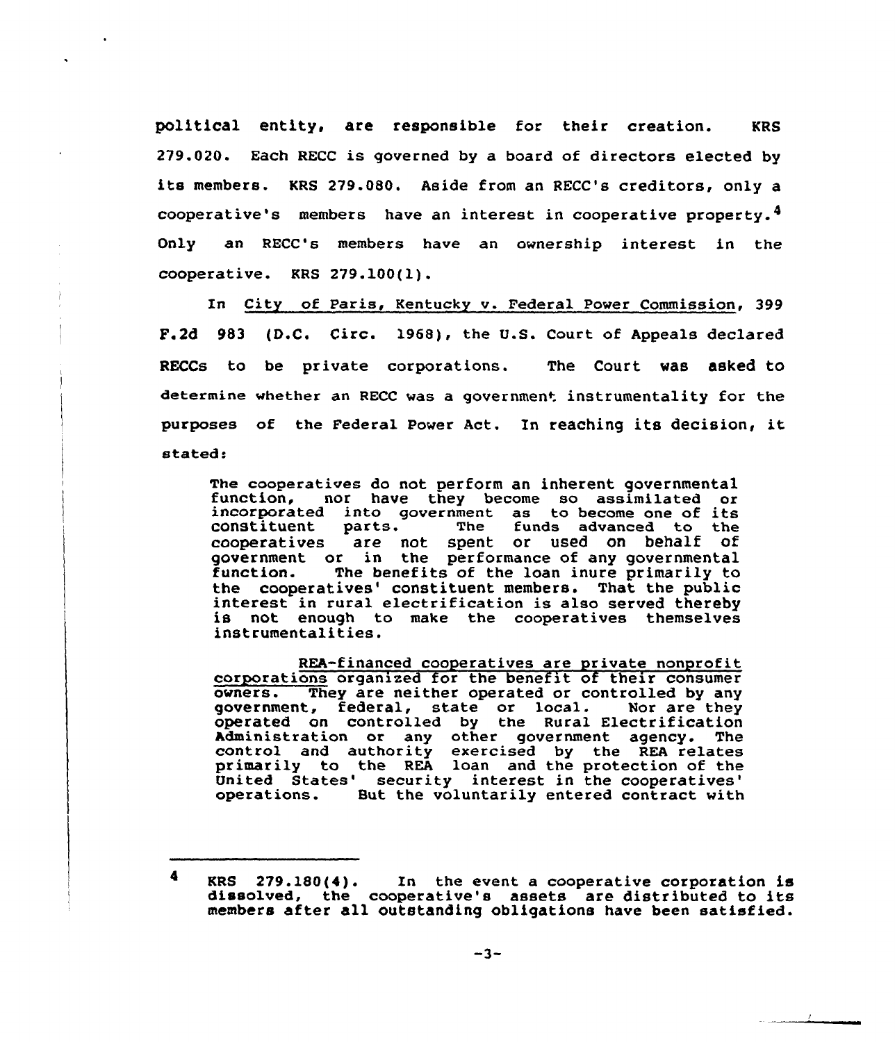political entity, are responsible for their creation. KRS 279.020. Each RECC is governed by a board of directors elected by its members. KRS 279.080. Aside from an RECC's creditors, only a cooperative's members have an interest in cooperative property.[4] Only an RECC's members have an ownership interest in the cooperative. KRS 279.100(1).

In City of Paris, Kentucky v. Federal Power Commission, 399 F.2d 983 (D.C. Circ. 1968), the U.S. Court of Appeals declared RECCs to be private corporations. The Court was asked to determine whether an RECC was a government instrumentality for the purposes of the Federal Power Act. In reaching its decision, it stated:

> The cooperatives do not perform an inherent governmental function, nor have they become so assimilated or incorporated into government as to become one of its constituent parts. The funds advanced to the cooperatives are not spent or used on behalf of government or in the performance of any governmental function. The benefits of the loan inure primarily to the cooperatives' constituent members. That the public interest in rural electrification is also served thereby is not enough to make the cooperatives themselves instrumentalities.
>
> REA-financed cooperatives are private nonprofit corporations organized for the benefit of their consumer owners. They are neither operated or controlled by any government, federal, state or local. Nor are they operated on controlled by the Rural Electrification Administration or any other government agency. The control and authority exercised by the REA relates primarily to the REA loan and the protection of the United States' security interest in the cooperatives' operations. But the voluntarily entered contract with

---

[4] KRS 279.180(4). In the event a cooperative corporation is dissolved, the cooperative's assets are distributed to its members after all outstanding obligations have been satisfied.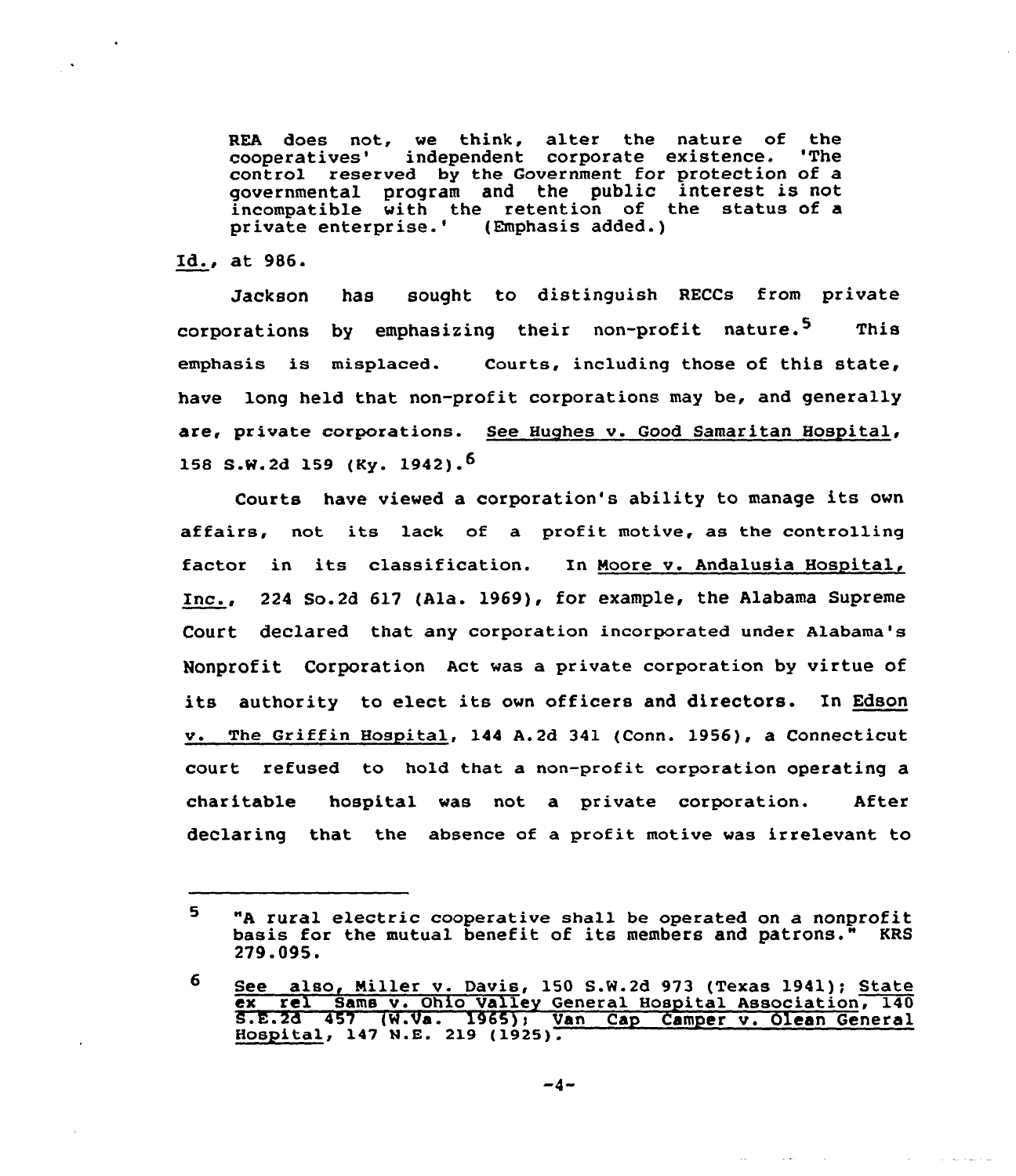> REA does not, we think, alter the nature of the cooperatives' independent corporate existence. 'The control reserved by the Government for protection of a governmental program and the public interest is not incompatible with the retention of the status of a private enterprise.' (Emphasis added.)

Id., at 986.

Jackson has sought to distinguish RECCs from private corporations by emphasizing their non-profit nature.[5] This emphasis is misplaced. Courts, including those of this state, have long held that non-profit corporations may be, and generally are, private corporations. See Hughes v. Good Samaritan Hospital, 158 S.W.2d 159 (Ky. 1942).[6]

Courts have viewed a corporation's ability to manage its own affairs, not its lack of a profit motive, as the controlling factor in its classification. In Moore v. Andalusia Hospital, Inc., 224 So.2d 617 (Ala. 1969), for example, the Alabama Supreme Court declared that any corporation incorporated under Alabama's Nonprofit Corporation Act was a private corporation by virtue of its authority to elect its own officers and directors. In Edson v. The Griffin Hospital, 144 A.2d 341 (Conn. 1956), a Connecticut court refused to hold that a non-profit corporation operating a charitable hospital was not a private corporation. After declaring that the absence of a profit motive was irrelevant to

---

5 "A rural electric cooperative shall be operated on a nonprofit basis for the mutual benefit of its members and patrons." KRS 279.095.

6 See also, Miller v. Davis, 150 S.W.2d 973 (Texas 1941); State ex rel Sams v. Ohio Valley General Hospital Association, 140 S.E.2d 457 (W.Va. 1965); Van Cap Camper v. Olean General Hospital, 147 N.E. 219 (1925).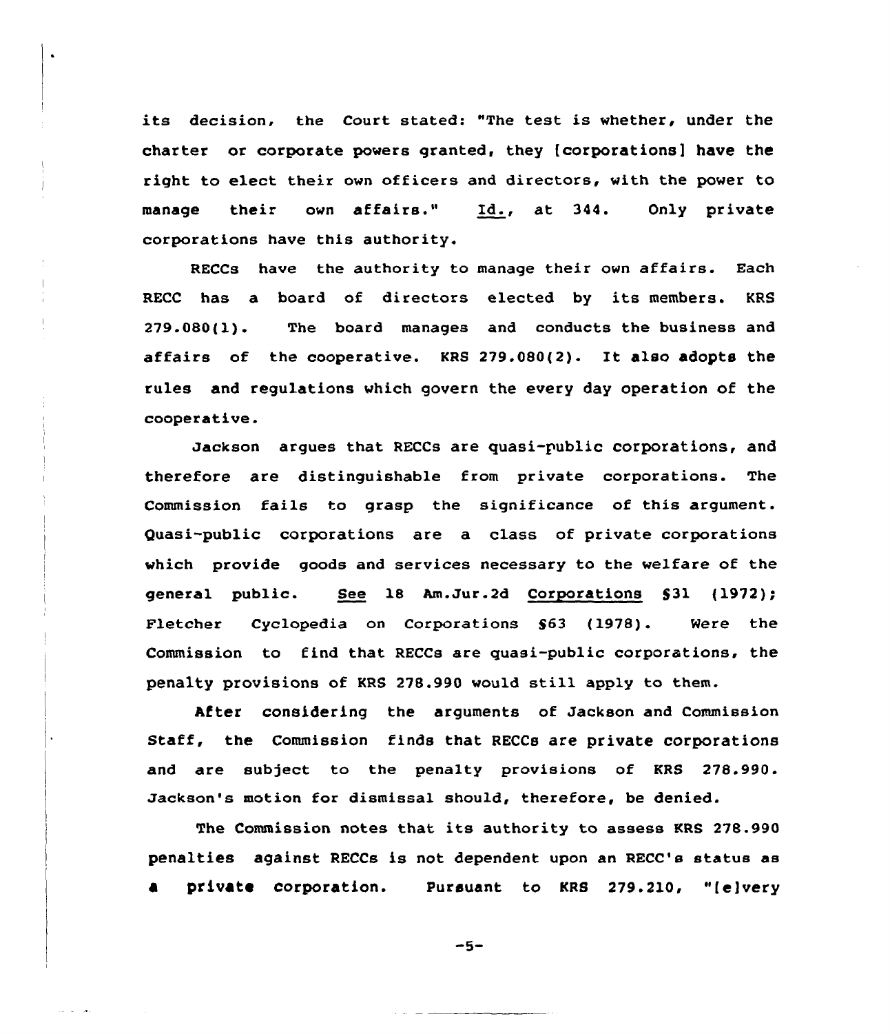its decision, the Court stated: "The test is whether, under the charter or corporate powers granted, they [corporations] have the right to elect their own officers and directors, with the power to manage their own affairs." Id., at 344. Only private corporations have this authority.

RECCs have the authority to manage their own affairs. Each RECC has a board of directors elected by its members. KRS 279.080(1). The board manages and conducts the business and affairs of the cooperative. KRS 279.080(2). It also adopts the rules and regulations which govern the every day operation of the cooperative.

Jackson argues that RECCs are quasi-public corporations, and therefore are distinguishable from private corporations. The Commission fails to grasp the significance of this argument. Quasi-public corporations are a class of private corporations which provide goods and services necessary to the welfare of the general public. See 18 Am.Jur.2d Corporations §31 (1972); Fletcher Cyclopedia on Corporations §63 (1978). Were the Commission to find that RECCs are quasi-public corporations, the penalty provisions of KRS 278.990 would still apply to them.

After considering the arguments of Jackson and Commission Staff, the Commission finds that RECCs are private corporations and are subject to the penalty provisions of KRS 278.990. Jackson's motion for dismissal should, therefore, be denied.

The Commission notes that its authority to assess KRS 278.990 penalties against RECCs is not dependent upon an RECC's status as a private corporation. Pursuant to KRS 279.210, "[e]very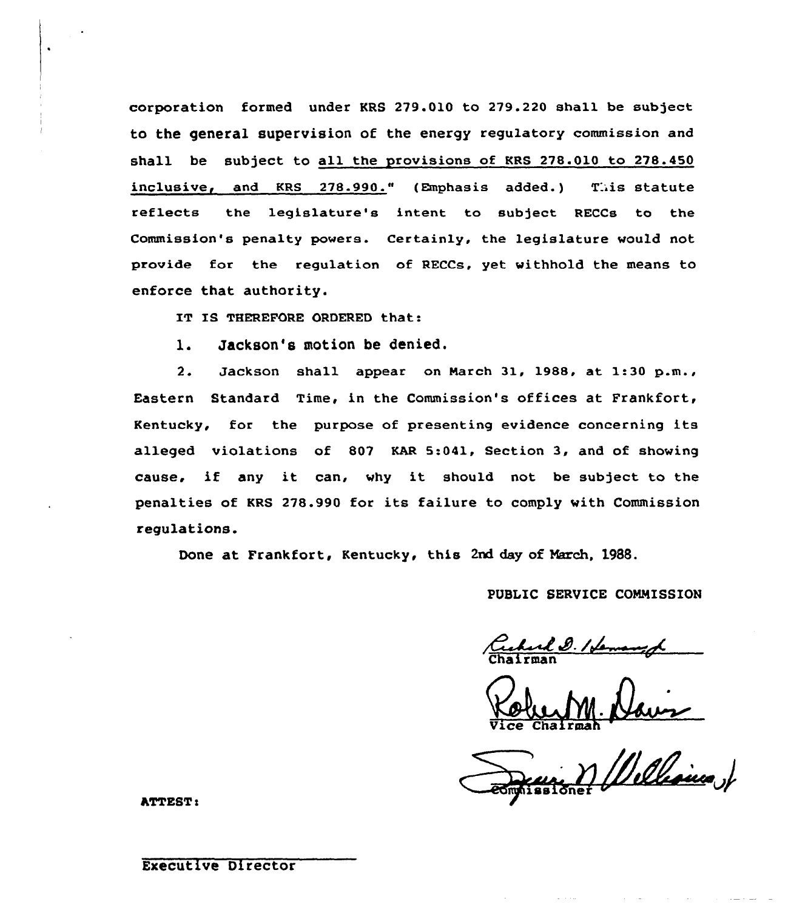corporation formed under KRS 279.010 to 279.220 shall be subject to the general supervision of the energy regulatory commission and shall be subject to all the provisions of KRS 278.010 to 278.450 inclusive, and KRS 278.990." (Emphasis added.) This statute reflects the legislature's intent to subject RECCs to the Commission's penalty powers. Certainly, the legislature would not provide for the regulation of RECCs, yet withhold the means to enforce that authority.

IT IS THEREFORE ORDERED that:

1. Jackson's motion be denied.

2. Jackson shall appear on March 31, 1988, at 1:30 p.m., Eastern Standard Time, in the Commission's offices at Frankfort, Kentucky, for the purpose of presenting evidence concerning its alleged violations of 807 KAR 5:041, Section 3, and of showing cause, if any it can, why it should not be subject to the penalties of KRS 278.990 for its failure to comply with Commission regulations.

Done at Frankfort, Kentucky, this 2nd day of March, 1988.

PUBLIC SERVICE COMMISSION

Chairman

Vice Chairman

Commissioner

ATTEST:

Executive Director